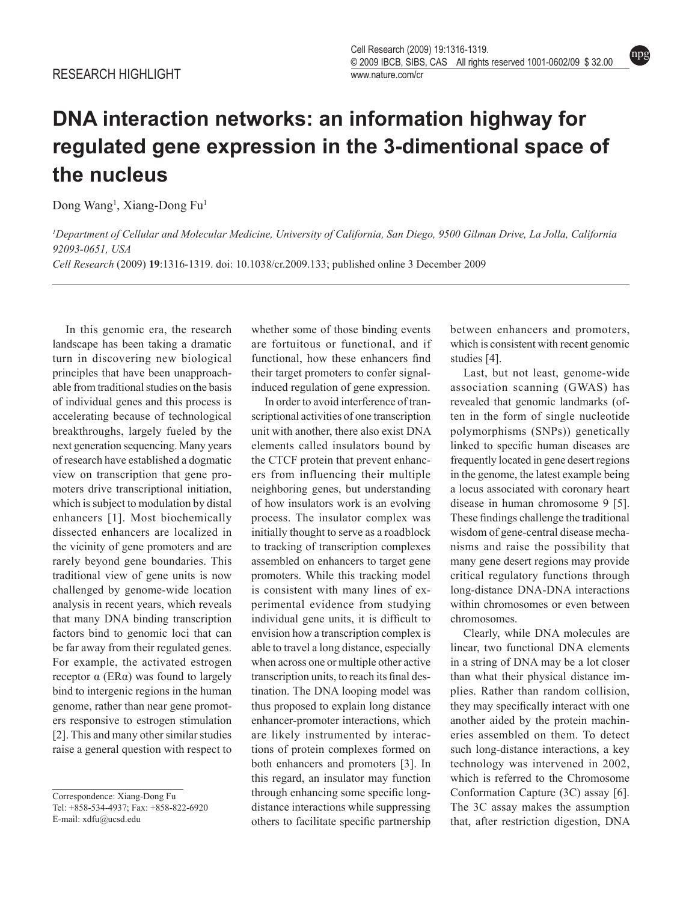RESEARCH HIGHLIGHT

# DNA interaction networks: an information highway for regulated gene expression in the 3-dimentional space of the nucleus

Dong Wang[1], Xiang-Dong Fu[1]

*[1]Department of Cellular and Molecular Medicine, University of California, San Diego, 9500 Gilman Drive, La Jolla, California 92093-0651, USA*

*Cell Research* (2009) **19**:1316-1319. doi: 10.1038/cr.2009.133; published online 3 December 2009

In this genomic era, the research landscape has been taking a dramatic turn in discovering new biological principles that have been unapproachable from traditional studies on the basis of individual genes and this process is accelerating because of technological breakthroughs, largely fueled by the next generation sequencing. Many years of research have established a dogmatic view on transcription that gene promoters drive transcriptional initiation, which is subject to modulation by distal enhancers [1]. Most biochemically dissected enhancers are localized in the vicinity of gene promoters and are rarely beyond gene boundaries. This traditional view of gene units is now challenged by genome-wide location analysis in recent years, which reveals that many DNA binding transcription factors bind to genomic loci that can be far away from their regulated genes. For example, the activated estrogen receptor α (ERα) was found to largely bind to intergenic regions in the human genome, rather than near gene promoters responsive to estrogen stimulation [2]. This and many other similar studies raise a general question with respect to whether some of those binding events are fortuitous or functional, and if functional, how these enhancers find their target promoters to confer signal-induced regulation of gene expression.

In order to avoid interference of transcriptional activities of one transcription unit with another, there also exist DNA elements called insulators bound by the CTCF protein that prevent enhancers from influencing their multiple neighboring genes, but understanding of how insulators work is an evolving process. The insulator complex was initially thought to serve as a roadblock to tracking of transcription complexes assembled on enhancers to target gene promoters. While this tracking model is consistent with many lines of experimental evidence from studying individual gene units, it is difficult to envision how a transcription complex is able to travel a long distance, especially when across one or multiple other active transcription units, to reach its final destination. The DNA looping model was thus proposed to explain long distance enhancer-promoter interactions, which are likely instrumented by interactions of protein complexes formed on both enhancers and promoters [3]. In this regard, an insulator may function through enhancing some specific long-distance interactions while suppressing others to facilitate specific partnership between enhancers and promoters, which is consistent with recent genomic studies [4].

Last, but not least, genome-wide association scanning (GWAS) has revealed that genomic landmarks (often in the form of single nucleotide polymorphisms (SNPs)) genetically linked to specific human diseases are frequently located in gene desert regions in the genome, the latest example being a locus associated with coronary heart disease in human chromosome 9 [5]. These findings challenge the traditional wisdom of gene-central disease mechanisms and raise the possibility that many gene desert regions may provide critical regulatory functions through long-distance DNA-DNA interactions within chromosomes or even between chromosomes.

Clearly, while DNA molecules are linear, two functional DNA elements in a string of DNA may be a lot closer than what their physical distance implies. Rather than random collision, they may specifically interact with one another aided by the protein machineries assembled on them. To detect such long-distance interactions, a key technology was intervened in 2002, which is referred to the Chromosome Conformation Capture (3C) assay [6]. The 3C assay makes the assumption that, after restriction digestion, DNA

Correspondence: Xiang-Dong Fu
Tel: +858-534-4937; Fax: +858-822-6920
E-mail: xdfu@ucsd.edu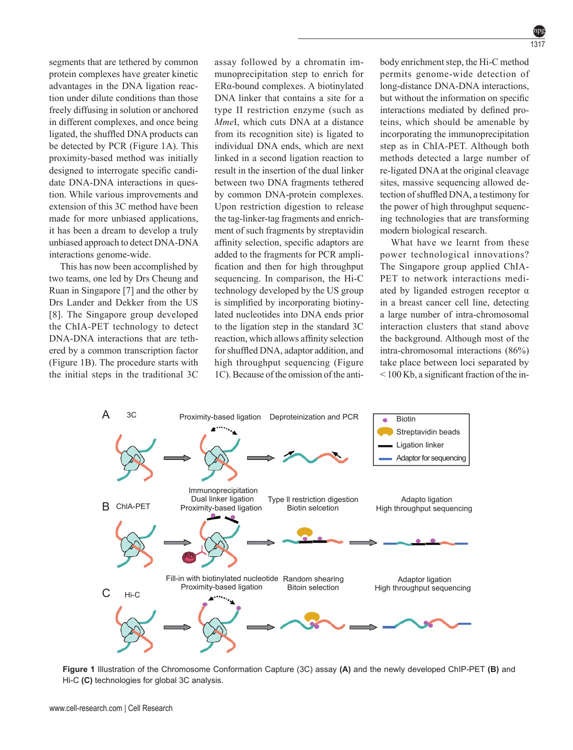segments that are tethered by common protein complexes have greater kinetic advantages in the DNA ligation reaction under dilute conditions than those freely diffusing in solution or anchored in different complexes, and once being ligated, the shuffled DNA products can be detected by PCR (Figure 1A). This proximity-based method was initially designed to interrogate specific candidate DNA-DNA interactions in question. While various improvements and extension of this 3C method have been made for more unbiased applications, it has been a dream to develop a truly unbiased approach to detect DNA-DNA interactions genome-wide.

This has now been accomplished by two teams, one led by Drs Cheung and Ruan in Singapore [7] and the other by Drs Lander and Dekker from the US [8]. The Singapore group developed the ChIA-PET technology to detect DNA-DNA interactions that are tethered by a common transcription factor (Figure 1B). The procedure starts with the initial steps in the traditional 3C assay followed by a chromatin immunoprecipitation step to enrich for ERα-bound complexes. A biotinylated DNA linker that contains a site for a type II restriction enzyme (such as *Mme*I, which cuts DNA at a distance from its recognition site) is ligated to individual DNA ends, which are next linked in a second ligation reaction to result in the insertion of the dual linker between two DNA fragments tethered by common DNA-protein complexes. Upon restriction digestion to release the tag-linker-tag fragments and enrichment of such fragments by streptavidin affinity selection, specific adaptors are added to the fragments for PCR amplification and then for high throughput sequencing. In comparison, the Hi-C technology developed by the US group is simplified by incorporating biotinylated nucleotides into DNA ends prior to the ligation step in the standard 3C reaction, which allows affinity selection for shuffled DNA, adaptor addition, and high throughput sequencing (Figure 1C). Because of the omission of the antibody enrichment step, the Hi-C method permits genome-wide detection of long-distance DNA-DNA interactions, but without the information on specific interactions mediated by defined proteins, which should be amenable by incorporating the immunoprecipitation step as in ChIA-PET. Although both methods detected a large number of re-ligated DNA at the original cleavage sites, massive sequencing allowed detection of shuffled DNA, a testimony for the power of high throughput sequencing technologies that are transforming modern biological research.

What have we learnt from these power technological innovations? The Singapore group applied ChIA-PET to network interactions mediated by liganded estrogen receptor α in a breast cancer cell line, detecting a large number of intra-chromosomal interaction clusters that stand above the background. Although most of the intra-chromosomal interactions (86%) take place between loci separated by < 100 Kb, a significant fraction of the in-

**Figure 1** Illustration of the Chromosome Conformation Capture (3C) assay **(A)** and the newly developed ChIP-PET **(B)** and Hi-C **(C)** technologies for global 3C analysis.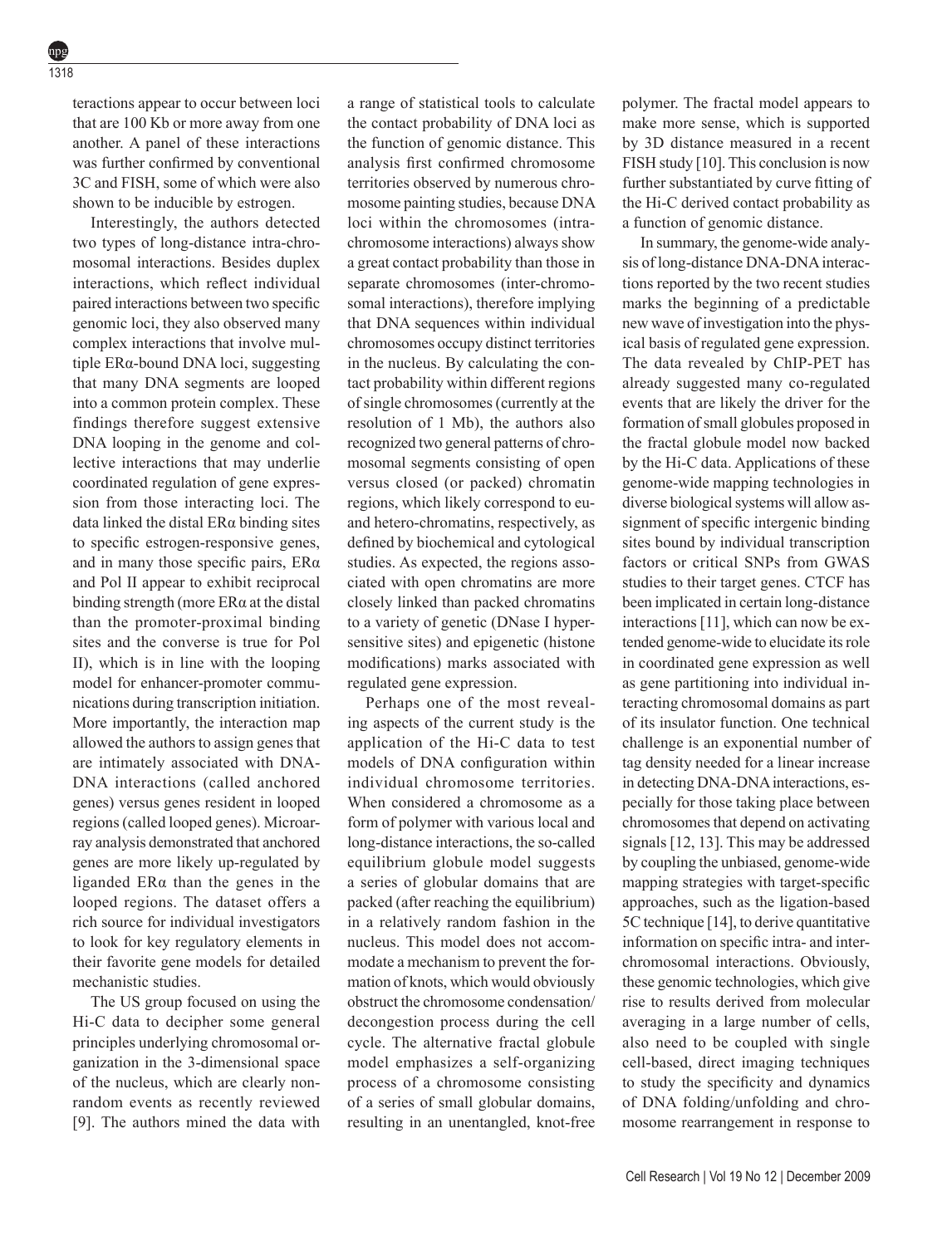teractions appear to occur between loci that are 100 Kb or more away from one another. A panel of these interactions was further confirmed by conventional 3C and FISH, some of which were also shown to be inducible by estrogen.

Interestingly, the authors detected two types of long-distance intra-chromosomal interactions. Besides duplex interactions, which reflect individual paired interactions between two specific genomic loci, they also observed many complex interactions that involve multiple ERα-bound DNA loci, suggesting that many DNA segments are looped into a common protein complex. These findings therefore suggest extensive DNA looping in the genome and collective interactions that may underlie coordinated regulation of gene expression from those interacting loci. The data linked the distal ERα binding sites to specific estrogen-responsive genes, and in many those specific pairs, ERα and Pol II appear to exhibit reciprocal binding strength (more ERα at the distal than the promoter-proximal binding sites and the converse is true for Pol II), which is in line with the looping model for enhancer-promoter communications during transcription initiation. More importantly, the interaction map allowed the authors to assign genes that are intimately associated with DNA-DNA interactions (called anchored genes) versus genes resident in looped regions (called looped genes). Microarray analysis demonstrated that anchored genes are more likely up-regulated by liganded ERα than the genes in the looped regions. The dataset offers a rich source for individual investigators to look for key regulatory elements in their favorite gene models for detailed mechanistic studies.

The US group focused on using the Hi-C data to decipher some general principles underlying chromosomal organization in the 3-dimensional space of the nucleus, which are clearly non-random events as recently reviewed [9]. The authors mined the data with a range of statistical tools to calculate the contact probability of DNA loci as the function of genomic distance. This analysis first confirmed chromosome territories observed by numerous chromosome painting studies, because DNA loci within the chromosomes (intra-chromosome interactions) always show a great contact probability than those in separate chromosomes (inter-chromosomal interactions), therefore implying that DNA sequences within individual chromosomes occupy distinct territories in the nucleus. By calculating the contact probability within different regions of single chromosomes (currently at the resolution of 1 Mb), the authors also recognized two general patterns of chromosomal segments consisting of open versus closed (or packed) chromatin regions, which likely correspond to eu- and hetero-chromatins, respectively, as defined by biochemical and cytological studies. As expected, the regions associated with open chromatins are more closely linked than packed chromatins to a variety of genetic (DNase I hypersensitive sites) and epigenetic (histone modifications) marks associated with regulated gene expression.

Perhaps one of the most revealing aspects of the current study is the application of the Hi-C data to test models of DNA configuration within individual chromosome territories. When considered a chromosome as a form of polymer with various local and long-distance interactions, the so-called equilibrium globule model suggests a series of globular domains that are packed (after reaching the equilibrium) in a relatively random fashion in the nucleus. This model does not accommodate a mechanism to prevent the formation of knots, which would obviously obstruct the chromosome condensation/decongestion process during the cell cycle. The alternative fractal globule model emphasizes a self-organizing process of a chromosome consisting of a series of small globular domains, resulting in an unentangled, knot-free polymer. The fractal model appears to make more sense, which is supported by 3D distance measured in a recent FISH study [10]. This conclusion is now further substantiated by curve fitting of the Hi-C derived contact probability as a function of genomic distance.

In summary, the genome-wide analysis of long-distance DNA-DNA interactions reported by the two recent studies marks the beginning of a predictable new wave of investigation into the physical basis of regulated gene expression. The data revealed by ChIP-PET has already suggested many co-regulated events that are likely the driver for the formation of small globules proposed in the fractal globule model now backed by the Hi-C data. Applications of these genome-wide mapping technologies in diverse biological systems will allow assignment of specific intergenic binding sites bound by individual transcription factors or critical SNPs from GWAS studies to their target genes. CTCF has been implicated in certain long-distance interactions [11], which can now be extended genome-wide to elucidate its role in coordinated gene expression as well as gene partitioning into individual interacting chromosomal domains as part of its insulator function. One technical challenge is an exponential number of tag density needed for a linear increase in detecting DNA-DNA interactions, especially for those taking place between chromosomes that depend on activating signals [12, 13]. This may be addressed by coupling the unbiased, genome-wide mapping strategies with target-specific approaches, such as the ligation-based 5C technique [14], to derive quantitative information on specific intra- and inter-chromosomal interactions. Obviously, these genomic technologies, which give rise to results derived from molecular averaging in a large number of cells, also need to be coupled with single cell-based, direct imaging techniques to study the specificity and dynamics of DNA folding/unfolding and chromosome rearrangement in response to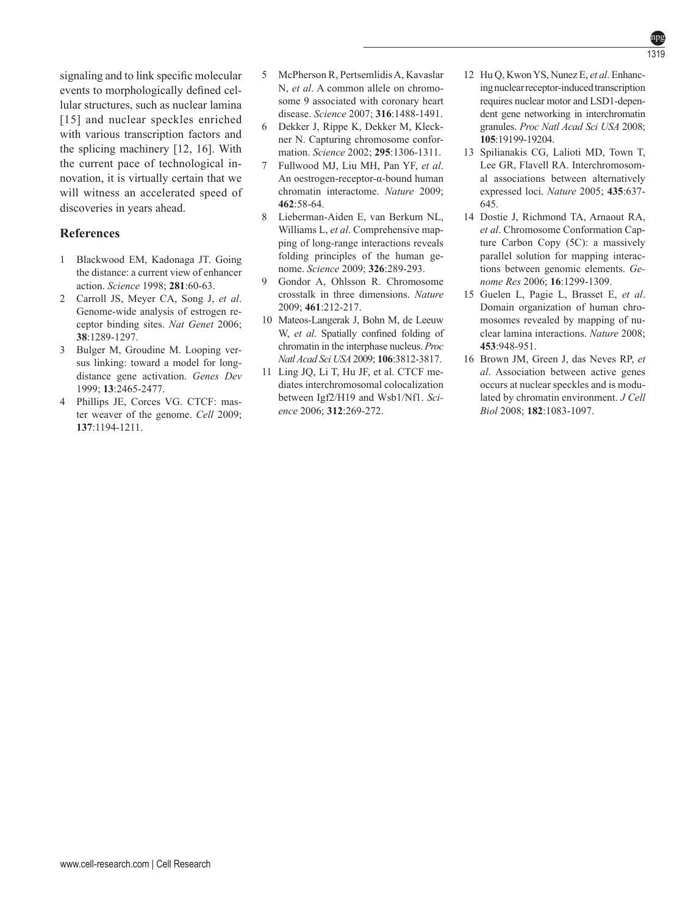signaling and to link specific molecular events to morphologically defined cellular structures, such as nuclear lamina [15] and nuclear speckles enriched with various transcription factors and the splicing machinery [12, 16]. With the current pace of technological innovation, it is virtually certain that we will witness an accelerated speed of discoveries in years ahead.

## References

1. Blackwood EM, Kadonaga JT. Going the distance: a current view of enhancer action. *Science* 1998; **281**:60-63.
2. Carroll JS, Meyer CA, Song J, *et al*. Genome-wide analysis of estrogen receptor binding sites. *Nat Genet* 2006; **38**:1289-1297.
3. Bulger M, Groudine M. Looping versus linking: toward a model for long-distance gene activation. *Genes Dev* 1999; **13**:2465-2477.
4. Phillips JE, Corces VG. CTCF: master weaver of the genome. *Cell* 2009; **137**:1194-1211.
5. McPherson R, Pertsemlidis A, Kavaslar N, *et al*. A common allele on chromosome 9 associated with coronary heart disease. *Science* 2007; **316**:1488-1491.
6. Dekker J, Rippe K, Dekker M, Kleckner N. Capturing chromosome conformation. *Science* 2002; **295**:1306-1311.
7. Fullwood MJ, Liu MH, Pan YF, *et al*. An oestrogen-receptor-α-bound human chromatin interactome. *Nature* 2009; **462**:58-64.
8. Lieberman-Aiden E, van Berkum NL, Williams L, *et al*. Comprehensive mapping of long-range interactions reveals folding principles of the human genome. *Science* 2009; **326**:289-293.
9. Gondor A, Ohlsson R. Chromosome crosstalk in three dimensions. *Nature* 2009; **461**:212-217.
10. Mateos-Langerak J, Bohn M, de Leeuw W, *et al*. Spatially confined folding of chromatin in the interphase nucleus. *Proc Natl Acad Sci USA* 2009; **106**:3812-3817.
11. Ling JQ, Li T, Hu JF, et al. CTCF mediates interchromosomal colocalization between Igf2/H19 and Wsb1/Nf1. *Science* 2006; **312**:269-272.
12. Hu Q, Kwon YS, Nunez E, *et al*. Enhancing nuclear receptor-induced transcription requires nuclear motor and LSD1-dependent gene networking in interchromatin granules. *Proc Natl Acad Sci USA* 2008; **105**:19199-19204.
13. Spilianakis CG, Lalioti MD, Town T, Lee GR, Flavell RA. Interchromosomal associations between alternatively expressed loci. *Nature* 2005; **435**:637-645.
14. Dostie J, Richmond TA, Arnaout RA, *et al*. Chromosome Conformation Capture Carbon Copy (5C): a massively parallel solution for mapping interactions between genomic elements. *Genome Res* 2006; **16**:1299-1309.
15. Guelen L, Pagie L, Brasset E, *et al*. Domain organization of human chromosomes revealed by mapping of nuclear lamina interactions. *Nature* 2008; **453**:948-951.
16. Brown JM, Green J, das Neves RP, *et al*. Association between active genes occurs at nuclear speckles and is modulated by chromatin environment. *J Cell Biol* 2008; **182**:1083-1097.